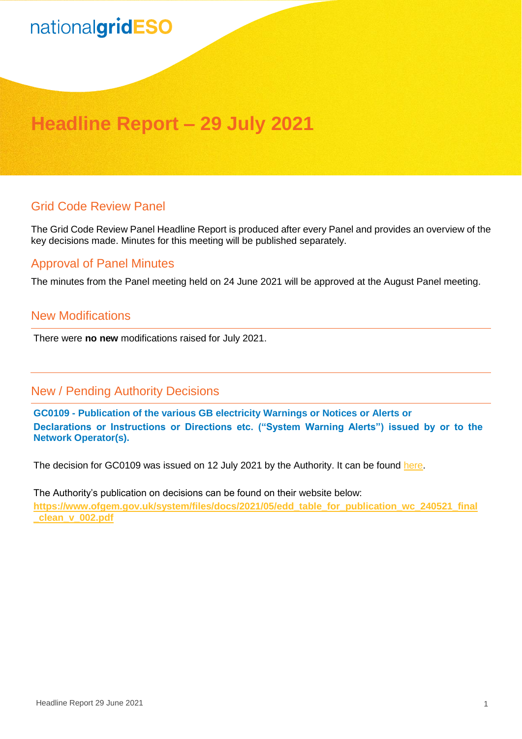nationalgridESO

# Headline Report – 29 July 2021

## Grid Code Review Panel

The Grid Code Review Panel Headline Report is produced after every Panel and provides an overview of the key decisions made. Minutes for this meeting will be published separately.

## Approval of Panel Minutes

The minutes from the Panel meeting held on 24 June 2021 will be approved at the August Panel meeting.

## New Modifications

There were **no new** modifications raised for July 2021.

## New / Pending Authority Decisions

**GC0109 - Publication of the various GB electricity Warnings or Notices or Alerts or Declarations or Instructions or Directions etc. ("System Warning Alerts") issued by or to the Network Operator(s).**

The decision for GC0109 was issued on 12 July 2021 by the Authority. It can be found here.

The Authority's publication on decisions can be found on their website below:
**https://www.ofgem.gov.uk/system/files/docs/2021/05/edd_table_for_publication_wc_240521_final_clean_v_002.pdf**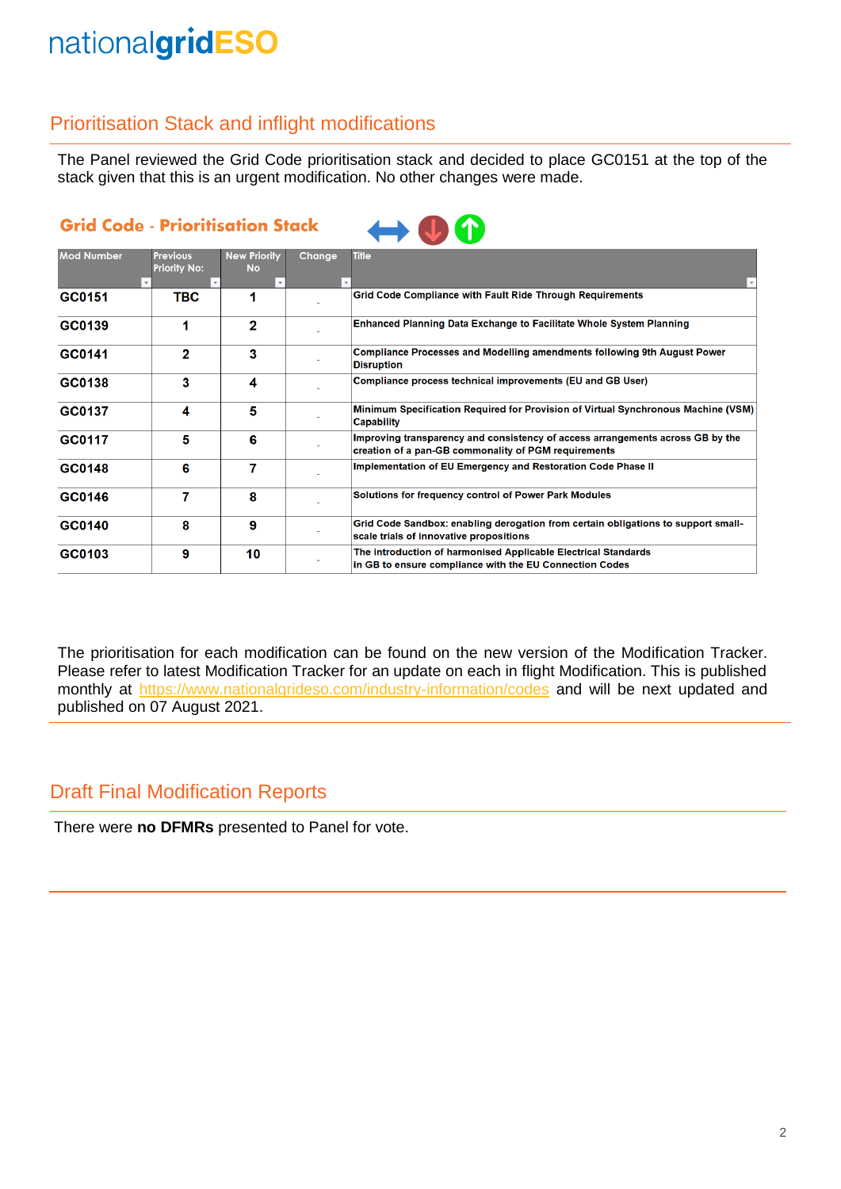## Prioritisation Stack and inflight modifications

The Panel reviewed the Grid Code prioritisation stack and decided to place GC0151 at the top of the stack given that this is an urgent modification. No other changes were made.

### Grid Code - Prioritisation Stack

| Mod Number | Previous Priority No: | New Priority No | Change | Title |
|---|---|---|---|---|
| GC0151 | TBC | 1 | - | Grid Code Compliance with Fault Ride Through Requirements |
| GC0139 | 1 | 2 | - | Enhanced Planning Data Exchange to Facilitate Whole System Planning |
| GC0141 | 2 | 3 | - | Compliance Processes and Modelling amendments following 9th August Power Disruption |
| GC0138 | 3 | 4 | - | Compliance process technical improvements (EU and GB User) |
| GC0137 | 4 | 5 | - | Minimum Specification Required for Provision of Virtual Synchronous Machine (VSM) Capability |
| GC0117 | 5 | 6 | - | Improving transparency and consistency of access arrangements across GB by the creation of a pan-GB commonality of PGM requirements |
| GC0148 | 6 | 7 | - | Implementation of EU Emergency and Restoration Code Phase II |
| GC0146 | 7 | 8 | - | Solutions for frequency control of Power Park Modules |
| GC0140 | 8 | 9 | - | Grid Code Sandbox: enabling derogation from certain obligations to support small-scale trials of innovative propositions |
| GC0103 | 9 | 10 | - | The introduction of harmonised Applicable Electrical Standards in GB to ensure compliance with the EU Connection Codes |

The prioritisation for each modification can be found on the new version of the Modification Tracker. Please refer to latest Modification Tracker for an update on each in flight Modification. This is published monthly at https://www.nationalgrideso.com/industry-information/codes and will be next updated and published on 07 August 2021.

## Draft Final Modification Reports

There were **no DFMRs** presented to Panel for vote.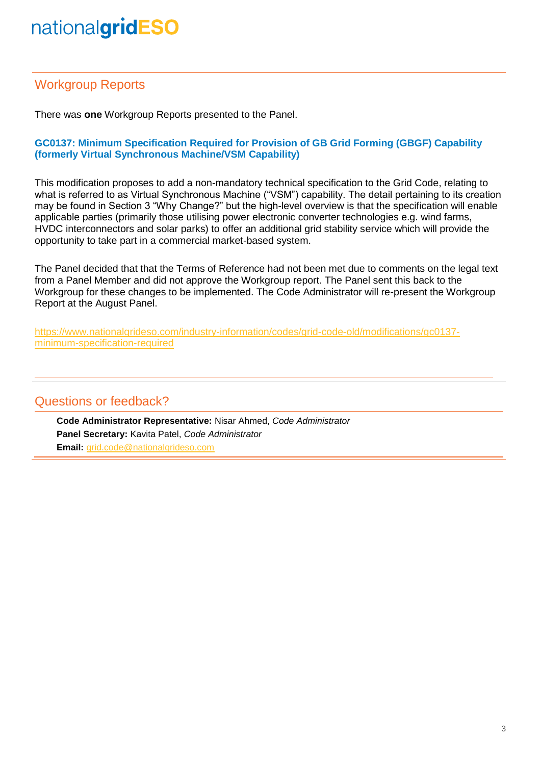## Workgroup Reports

There was **one** Workgroup Reports presented to the Panel.

**GC0137: Minimum Specification Required for Provision of GB Grid Forming (GBGF) Capability (formerly Virtual Synchronous Machine/VSM Capability)**

This modification proposes to add a non-mandatory technical specification to the Grid Code, relating to what is referred to as Virtual Synchronous Machine ("VSM") capability. The detail pertaining to its creation may be found in Section 3 "Why Change?" but the high-level overview is that the specification will enable applicable parties (primarily those utilising power electronic converter technologies e.g. wind farms, HVDC interconnectors and solar parks) to offer an additional grid stability service which will provide the opportunity to take part in a commercial market-based system.

The Panel decided that that the Terms of Reference had not been met due to comments on the legal text from a Panel Member and did not approve the Workgroup report. The Panel sent this back to the Workgroup for these changes to be implemented. The Code Administrator will re-present the Workgroup Report at the August Panel.

https://www.nationalgrideso.com/industry-information/codes/grid-code-old/modifications/gc0137-minimum-specification-required

## Questions or feedback?

**Code Administrator Representative:** Nisar Ahmed, *Code Administrator*
**Panel Secretary:** Kavita Patel, *Code Administrator*
**Email:** grid.code@nationalgrideso.com